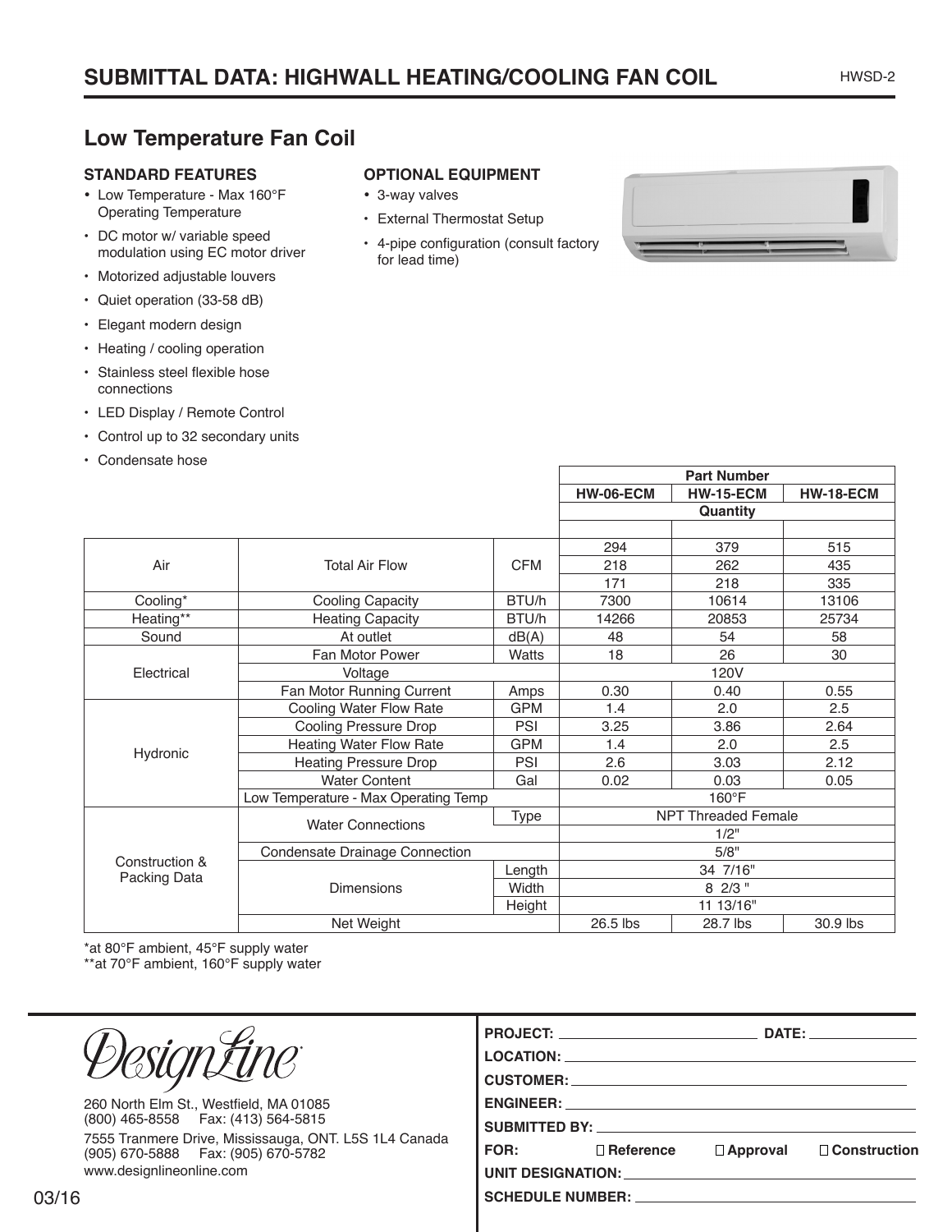# SUBMITTAL DATA: HIGHWALL HEATING/COOLING FAN COIL

## Low Temperature Fan Coil

### STANDARD FEATURES

- Low Temperature - Max 160°F Operating Temperature
- DC motor w/ variable speed modulation using EC motor driver
- Motorized adjustable louvers
- Quiet operation (33-58 dB)
- Elegant modern design
- Heating / cooling operation
- Stainless steel flexible hose connections
- LED Display / Remote Control
- Control up to 32 secondary units
- Condensate hose

### OPTIONAL EQUIPMENT

- 3-way valves
- External Thermostat Setup
- 4-pipe configuration (consult factory for lead time)

| | | | Part Number | | |
|---|---|---|---|---|---|
| | | | HW-06-ECM | HW-15-ECM | HW-18-ECM |
| | | | Quantity | | |
| | | | | | |
| Air | Total Air Flow | CFM | 294 | 379 | 515 |
| | | | 218 | 262 | 435 |
| | | | 171 | 218 | 335 |
| Cooling* | Cooling Capacity | BTU/h | 7300 | 10614 | 13106 |
| Heating** | Heating Capacity | BTU/h | 14266 | 20853 | 25734 |
| Sound | At outlet | dB(A) | 48 | 54 | 58 |
| Electrical | Fan Motor Power | Watts | 18 | 26 | 30 |
| | Voltage | | 120V | | |
| | Fan Motor Running Current | Amps | 0.30 | 0.40 | 0.55 |
| Hydronic | Cooling Water Flow Rate | GPM | 1.4 | 2.0 | 2.5 |
| | Cooling Pressure Drop | PSI | 3.25 | 3.86 | 2.64 |
| | Heating Water Flow Rate | GPM | 1.4 | 2.0 | 2.5 |
| | Heating Pressure Drop | PSI | 2.6 | 3.03 | 2.12 |
| | Water Content | Gal | 0.02 | 0.03 | 0.05 |
| | Low Temperature - Max Operating Temp | | 160°F | | |
| Construction & Packing Data | Water Connections | Type | NPT Threaded Female | | |
| | | | 1/2" | | |
| | Condensate Drainage Connection | | 5/8" | | |
| | Dimensions | Length | 34 7/16" | | |
| | | Width | 8 2/3 " | | |
| | | Height | 11 13/16" | | |
| | Net Weight | | 26.5 lbs | 28.7 lbs | 30.9 lbs |

*at 80°F ambient, 45°F supply water
**at 70°F ambient, 160°F supply water

DesignLine

260 North Elm St., Westfield, MA 01085
(800) 465-8558 Fax: (413) 564-5815
7555 Tranmere Drive, Mississauga, ONT. L5S 1L4 Canada
(905) 670-5888 Fax: (905) 670-5782
www.designlineonline.com

03/16

**PROJECT:** ______________________ **DATE:** ____________

**LOCATION:** ______________________

**CUSTOMER:** ______________________

**ENGINEER:** ______________________

**SUBMITTED BY:** ______________________

**FOR:** ☐ **Reference** ☐ **Approval** ☐ **Construction**

**UNIT DESIGNATION:** ______________________

**SCHEDULE NUMBER:** ______________________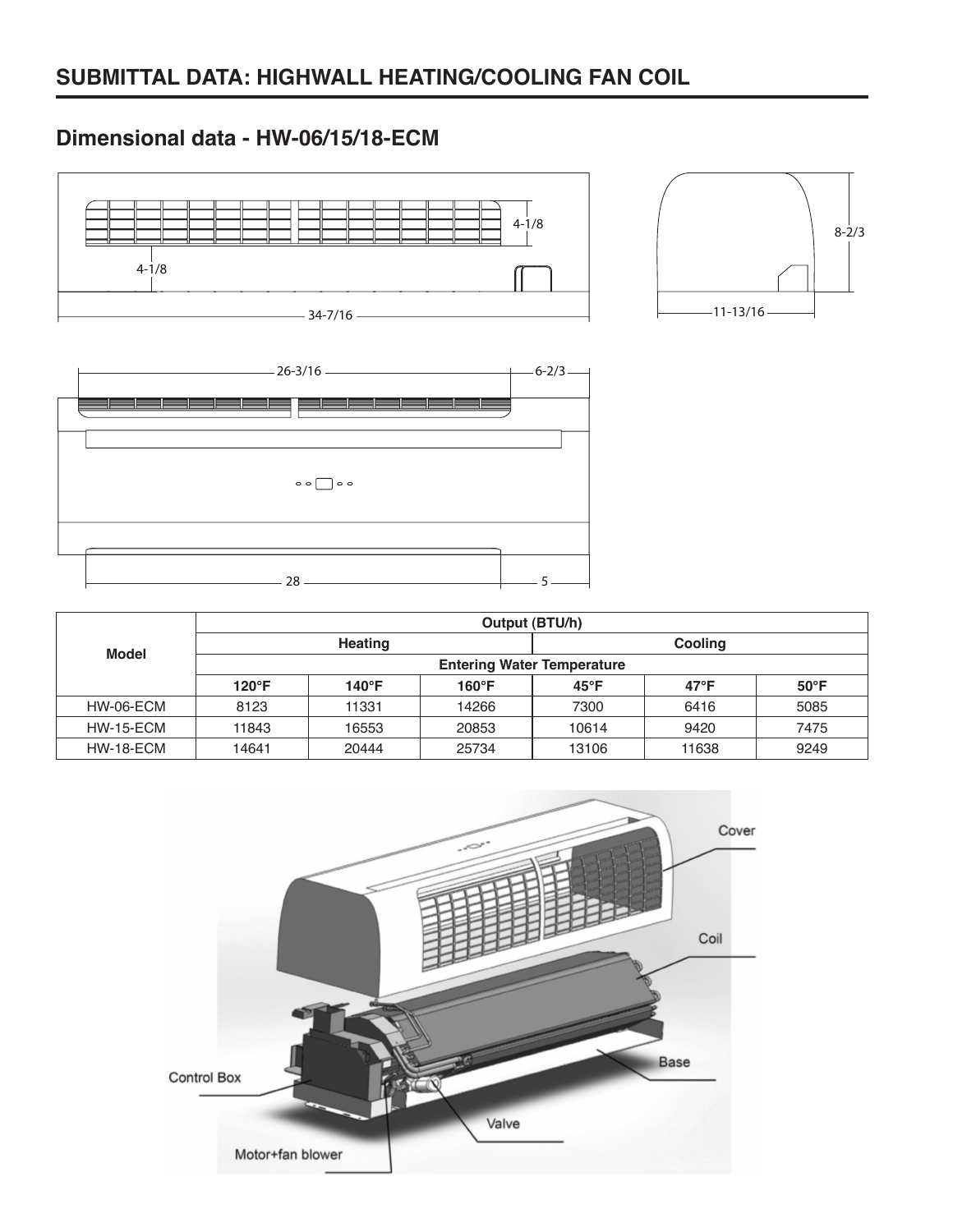## SUBMITTAL DATA: HIGHWALL HEATING/COOLING FAN COIL

### Dimensional data - HW-06/15/18-ECM

4-1/8

4-1/8

34-7/16

8-2/3

11-13/16

26-3/16

6-2/3

28

5

| Model | Output (BTU/h) | | | | | |
|---|---|---|---|---|---|---|
| | Heating | | | Cooling | | |
| | Entering Water Temperature | | | | | |
| | 120°F | 140°F | 160°F | 45°F | 47°F | 50°F |
| HW-06-ECM | 8123 | 11331 | 14266 | 7300 | 6416 | 5085 |
| HW-15-ECM | 11843 | 16553 | 20853 | 10614 | 9420 | 7475 |
| HW-18-ECM | 14641 | 20444 | 25734 | 13106 | 11638 | 9249 |

Cover

Coil

Base

Control Box

Valve

Motor+fan blower